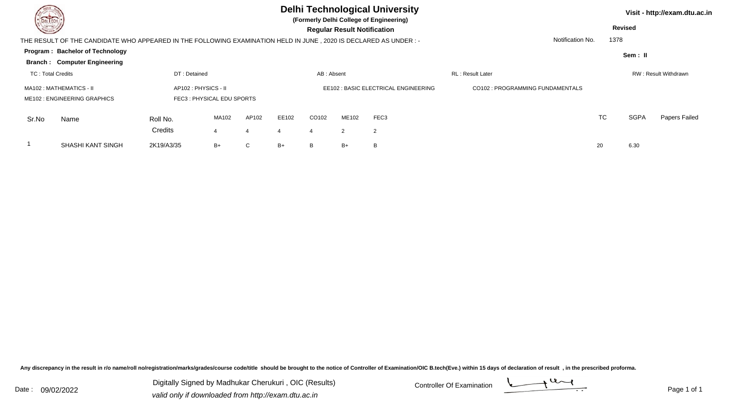# Delhi Technological University

**(Formerly Delhi College of Engineering)**

**Regular Result Notification**

Visit - http://exam.dtu.ac.in

**Revised**

THE RESULT OF THE CANDIDATE WHO APPEARED IN THE FOLLOWING EXAMINATION HELD IN JUNE , 2020 IS DECLARED AS UNDER : -

Notification No. 1378

**Program : Bachelor of Technology**

**Sem : II**

**Branch : Computer Engineering**

TC : Total Credits | DT : Detained | AB : Absent | RL : Result Later | RW : Result Withdrawn

MA102 : MATHEMATICS - II | AP102 : PHYSICS - II | EE102 : BASIC ELECTRICAL ENGINEERING | CO102 : PROGRAMMING FUNDAMENTALS

ME102 : ENGINEERING GRAPHICS | FEC3 : PHYSICAL EDU SPORTS

| Sr.No | Name | Roll No. | MA102 | AP102 | EE102 | CO102 | ME102 | FEC3 | TC | SGPA | Papers Failed |
|---|---|---|---|---|---|---|---|---|---|---|---|
| | | Credits | 4 | 4 | 4 | 4 | 2 | 2 | | | |
| 1 | SHASHI KANT SINGH | 2K19/A3/35 | B+ | C | B+ | B | B+ | B | 20 | 6.30 | |

Any discrepancy in the result in r/o name/roll no/registration/marks/grades/course code/title should be brought to the notice of Controller of Examination/OIC B.tech(Eve.) within 15 days of declaration of result , in the prescribed proforma.

Date : 09/02/2022

Digitally Signed by Madhukar Cherukuri , OIC (Results)

*valid only if downloaded from http://exam.dtu.ac.in*

Controller Of Examination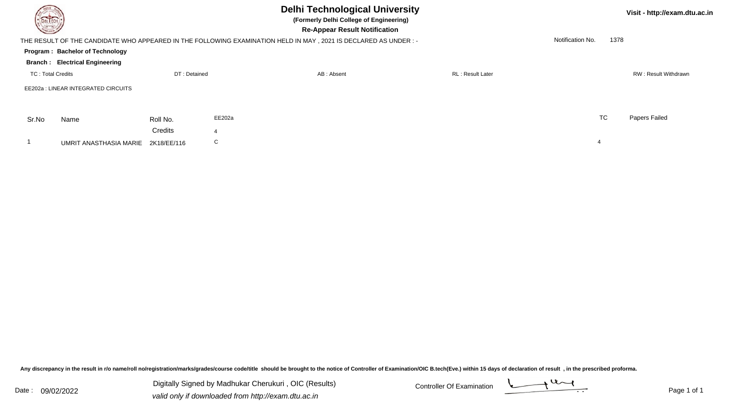# Delhi Technological University

**(Formerly Delhi College of Engineering)**

**Re-Appear Result Notification**

Visit - http://exam.dtu.ac.in

THE RESULT OF THE CANDIDATE WHO APPEARED IN THE FOLLOWING EXAMINATION HELD IN MAY , 2021 IS DECLARED AS UNDER : -

Notification No. 1378

**Program : Bachelor of Technology**

**Branch : Electrical Engineering**

TC : Total Credits | DT : Detained | AB : Absent | RL : Result Later | RW : Result Withdrawn

EE202a : LINEAR INTEGRATED CIRCUITS

| Sr.No | Name | Roll No. | EE202a | TC | Papers Failed |
|---|---|---|---|---|---|
| | | Credits | 4 | | |
| 1 | UMRIT ANASTHASIA MARIE | 2K18/EE/116 | C | 4 | |

Any discrepancy in the result in r/o name/roll no/registration/marks/grades/course code/title should be brought to the notice of Controller of Examination/OIC B.tech(Eve.) within 15 days of declaration of result , in the prescribed proforma.

Date : 09/02/2022

Digitally Signed by Madhukar Cherukuri , OIC (Results)

*valid only if downloaded from http://exam.dtu.ac.in*

Controller Of Examination